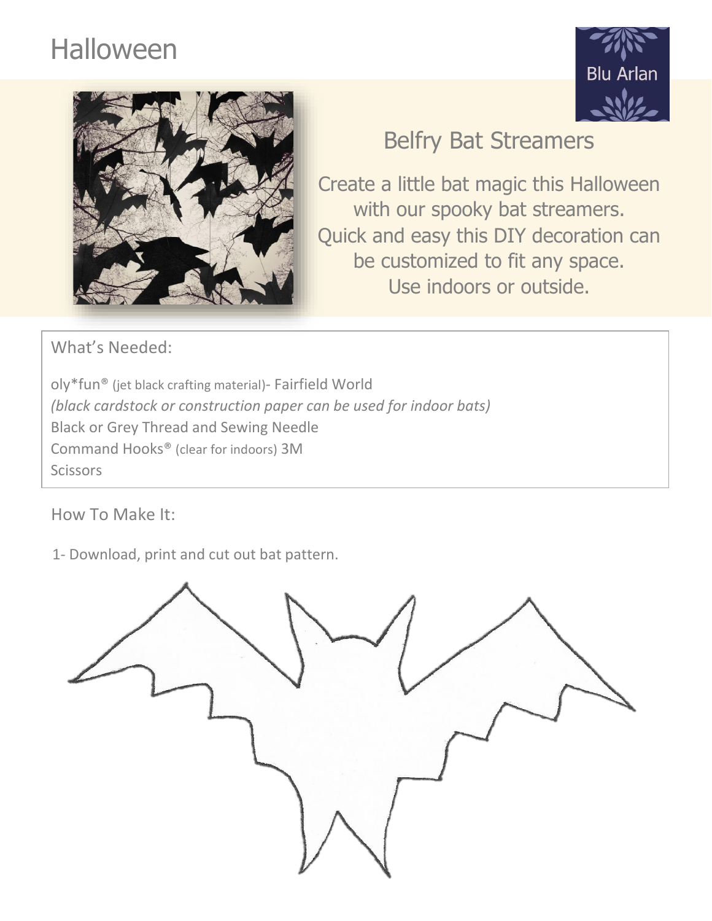# Halloween

Blu Arlan

## Belfry Bat Streamers

Create a little bat magic this Halloween with our spooky bat streamers. Quick and easy this DIY decoration can be customized to fit any space. Use indoors or outside.

### What's Needed:

oly*fun® (jet black crafting material)- Fairfield World
*(black cardstock or construction paper can be used for indoor bats)*
Black or Grey Thread and Sewing Needle
Command Hooks® (clear for indoors) 3M
Scissors

### How To Make It:

1- Download, print and cut out bat pattern.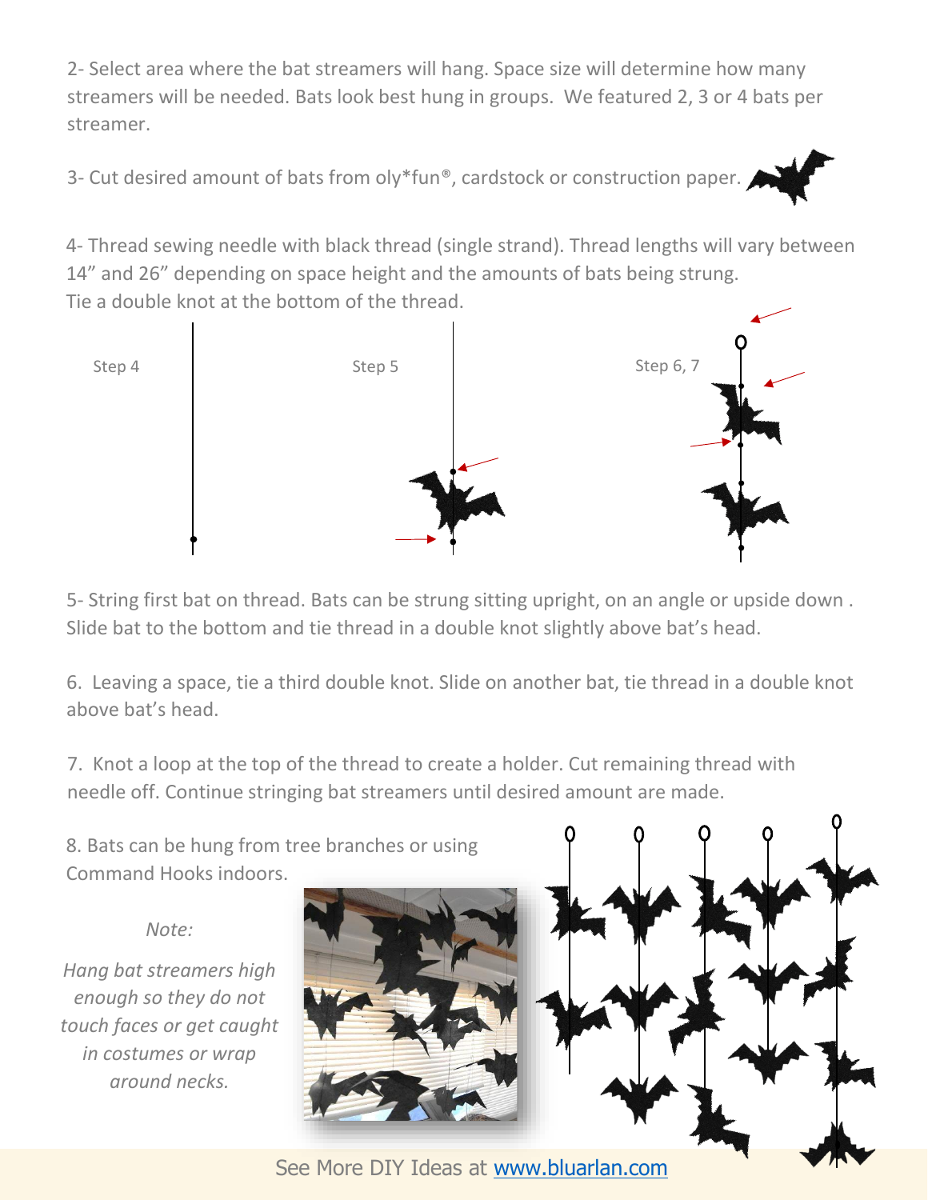2- Select area where the bat streamers will hang. Space size will determine how many streamers will be needed. Bats look best hung in groups. We featured 2, 3 or 4 bats per streamer.

3- Cut desired amount of bats from oly*fun®, cardstock or construction paper.

4- Thread sewing needle with black thread (single strand). Thread lengths will vary between 14” and 26” depending on space height and the amounts of bats being strung. Tie a double knot at the bottom of the thread.

Step 4

Step 5

Step 6, 7

5- String first bat on thread. Bats can be strung sitting upright, on an angle or upside down. Slide bat to the bottom and tie thread in a double knot slightly above bat’s head.

6. Leaving a space, tie a third double knot. Slide on another bat, tie thread in a double knot above bat’s head.

7. Knot a loop at the top of the thread to create a holder. Cut remaining thread with needle off. Continue stringing bat streamers until desired amount are made.

8. Bats can be hung from tree branches or using Command Hooks indoors.

*Note:*

*Hang bat streamers high enough so they do not touch faces or get caught in costumes or wrap around necks.*

See More DIY Ideas at www.bluarlan.com